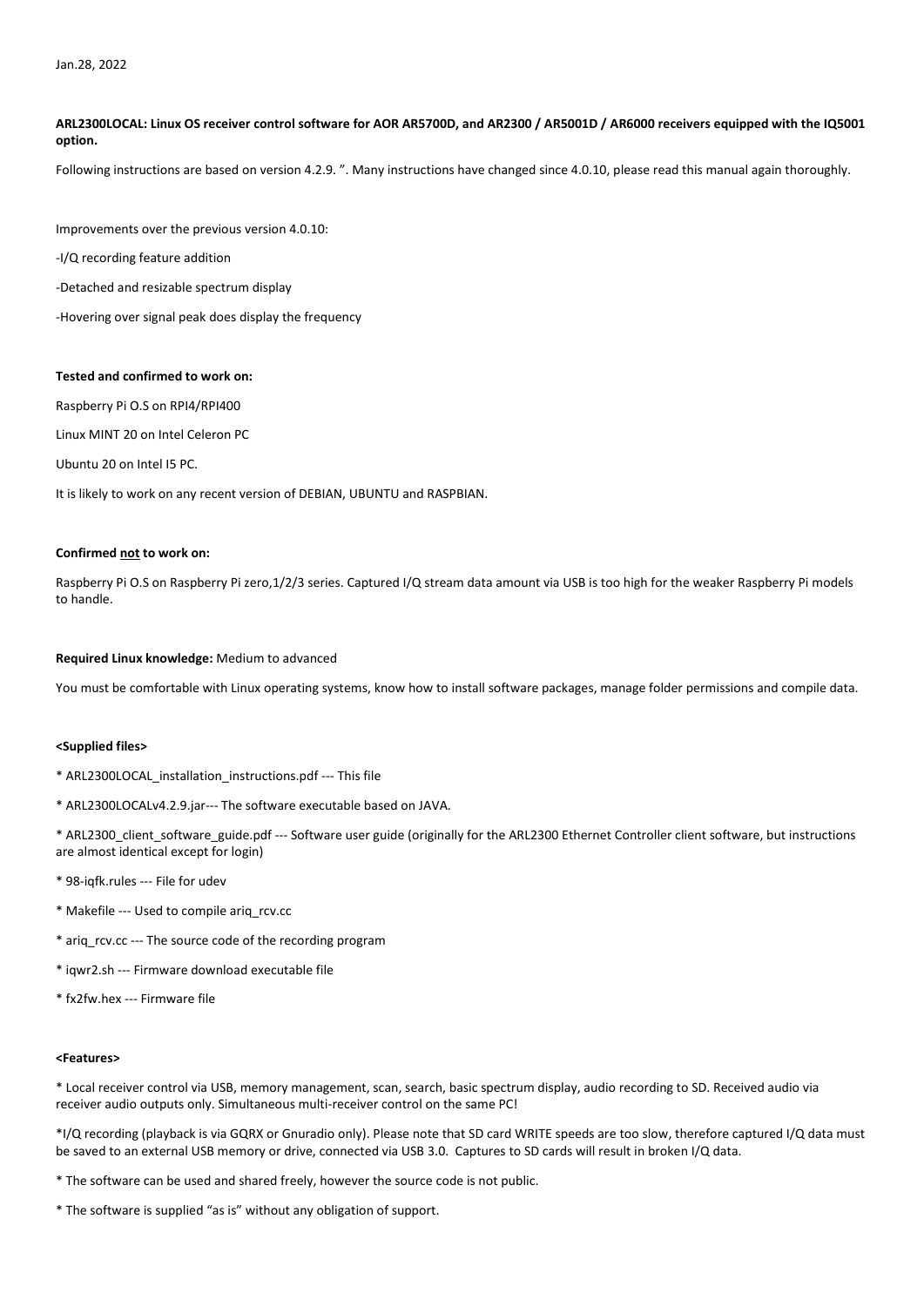Jan.28, 2022

**ARL2300LOCAL: Linux OS receiver control software for AOR AR5700D, and AR2300 / AR5001D / AR6000 receivers equipped with the IQ5001 option.**

Following instructions are based on version 4.2.9. ". Many instructions have changed since 4.0.10, please read this manual again thoroughly.

Improvements over the previous version 4.0.10:

-I/Q recording feature addition

-Detached and resizable spectrum display

-Hovering over signal peak does display the frequency

**Tested and confirmed to work on:**

Raspberry Pi O.S on RPI4/RPI400

Linux MINT 20 on Intel Celeron PC

Ubuntu 20 on Intel I5 PC.

It is likely to work on any recent version of DEBIAN, UBUNTU and RASPBIAN.

**Confirmed <u>not</u> to work on:**

Raspberry Pi O.S on Raspberry Pi zero,1/2/3 series. Captured I/Q stream data amount via USB is too high for the weaker Raspberry Pi models to handle.

**Required Linux knowledge:** Medium to advanced

You must be comfortable with Linux operating systems, know how to install software packages, manage folder permissions and compile data.

**<Supplied files>**

* ARL2300LOCAL_installation_instructions.pdf --- This file

* ARL2300LOCALv4.2.9.jar--- The software executable based on JAVA.

* ARL2300_client_software_guide.pdf --- Software user guide (originally for the ARL2300 Ethernet Controller client software, but instructions are almost identical except for login)

* 98-iqfk.rules --- File for udev

* Makefile --- Used to compile ariq_rcv.cc

* ariq_rcv.cc --- The source code of the recording program

* iqwr2.sh --- Firmware download executable file

* fx2fw.hex --- Firmware file

**<Features>**

* Local receiver control via USB, memory management, scan, search, basic spectrum display, audio recording to SD. Received audio via receiver audio outputs only. Simultaneous multi-receiver control on the same PC!

*I/Q recording (playback is via GQRX or Gnuradio only). Please note that SD card WRITE speeds are too slow, therefore captured I/Q data must be saved to an external USB memory or drive, connected via USB 3.0. Captures to SD cards will result in broken I/Q data.

* The software can be used and shared freely, however the source code is not public.

* The software is supplied "as is" without any obligation of support.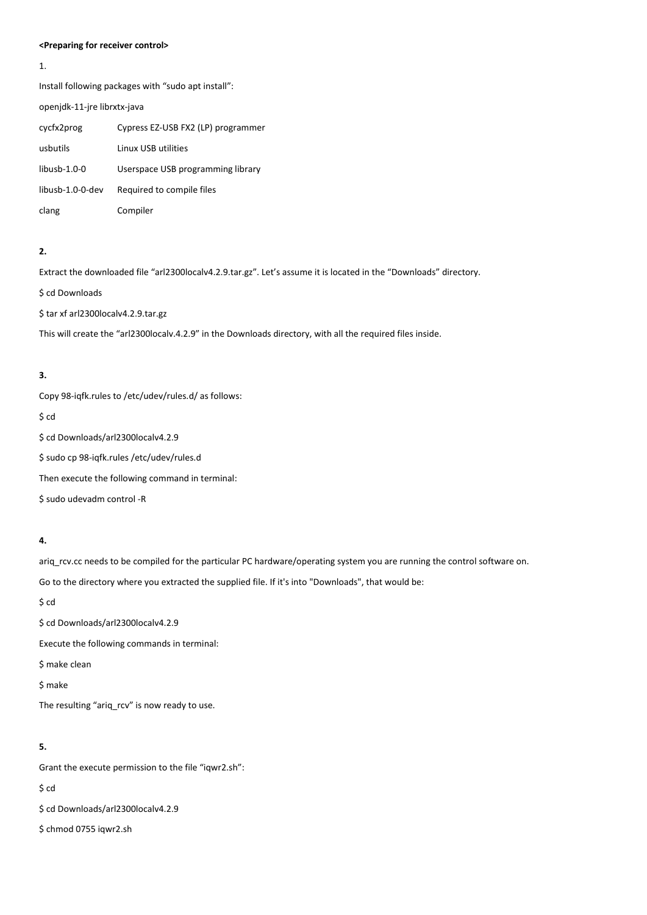**<Preparing for receiver control>**

1.

Install following packages with "sudo apt install":

openjdk-11-jre librxtx-java

| | |
|---|---|
| cycfx2prog | Cypress EZ-USB FX2 (LP) programmer |
| usbutils | Linux USB utilities |
| libusb-1.0-0 | Userspace USB programming library |
| libusb-1.0-0-dev | Required to compile files |
| clang | Compiler |

**2.**

Extract the downloaded file "arl2300localv4.2.9.tar.gz". Let's assume it is located in the "Downloads" directory.

$ cd Downloads

$ tar xf arl2300localv4.2.9.tar.gz

This will create the "arl2300localv.4.2.9" in the Downloads directory, with all the required files inside.

**3.**

Copy 98-iqfk.rules to /etc/udev/rules.d/ as follows:

$ cd

$ cd Downloads/arl2300localv4.2.9

$ sudo cp 98-iqfk.rules /etc/udev/rules.d

Then execute the following command in terminal:

$ sudo udevadm control -R

**4.**

ariq_rcv.cc needs to be compiled for the particular PC hardware/operating system you are running the control software on.

Go to the directory where you extracted the supplied file. If it's into "Downloads", that would be:

$ cd

$ cd Downloads/arl2300localv4.2.9

Execute the following commands in terminal:

$ make clean

$ make

The resulting "ariq_rcv" is now ready to use.

**5.**

Grant the execute permission to the file "iqwr2.sh":

$ cd

$ cd Downloads/arl2300localv4.2.9

$ chmod 0755 iqwr2.sh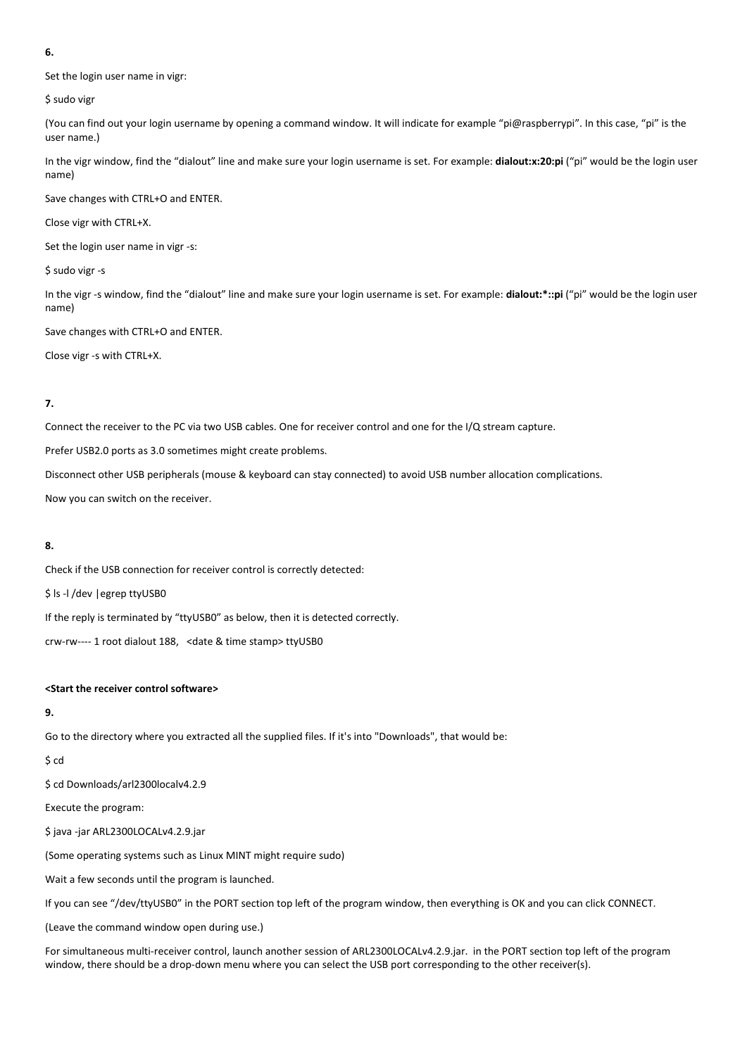**6.**

Set the login user name in vigr:

$ sudo vigr

(You can find out your login username by opening a command window. It will indicate for example “pi@raspberrypi”. In this case, “pi” is the user name.)

In the vigr window, find the “dialout” line and make sure your login username is set. For example: **dialout:x:20:pi** (“pi” would be the login user name)

Save changes with CTRL+O and ENTER.

Close vigr with CTRL+X.

Set the login user name in vigr -s:

$ sudo vigr -s

In the vigr -s window, find the “dialout” line and make sure your login username is set. For example: **dialout:*::pi** (“pi” would be the login user name)

Save changes with CTRL+O and ENTER.

Close vigr -s with CTRL+X.

**7.**

Connect the receiver to the PC via two USB cables. One for receiver control and one for the I/Q stream capture.

Prefer USB2.0 ports as 3.0 sometimes might create problems.

Disconnect other USB peripherals (mouse & keyboard can stay connected) to avoid USB number allocation complications.

Now you can switch on the receiver.

**8.**

Check if the USB connection for receiver control is correctly detected:

$ ls -l /dev |egrep ttyUSB0

If the reply is terminated by “ttyUSB0” as below, then it is detected correctly.

crw-rw---- 1 root dialout 188, <date & time stamp> ttyUSB0

**<Start the receiver control software>**

**9.**

Go to the directory where you extracted all the supplied files. If it's into "Downloads", that would be:

$ cd

$ cd Downloads/arl2300localv4.2.9

Execute the program:

$ java -jar ARL2300LOCALv4.2.9.jar

(Some operating systems such as Linux MINT might require sudo)

Wait a few seconds until the program is launched.

If you can see “/dev/ttyUSB0” in the PORT section top left of the program window, then everything is OK and you can click CONNECT.

(Leave the command window open during use.)

For simultaneous multi-receiver control, launch another session of ARL2300LOCALv4.2.9.jar. in the PORT section top left of the program window, there should be a drop-down menu where you can select the USB port corresponding to the other receiver(s).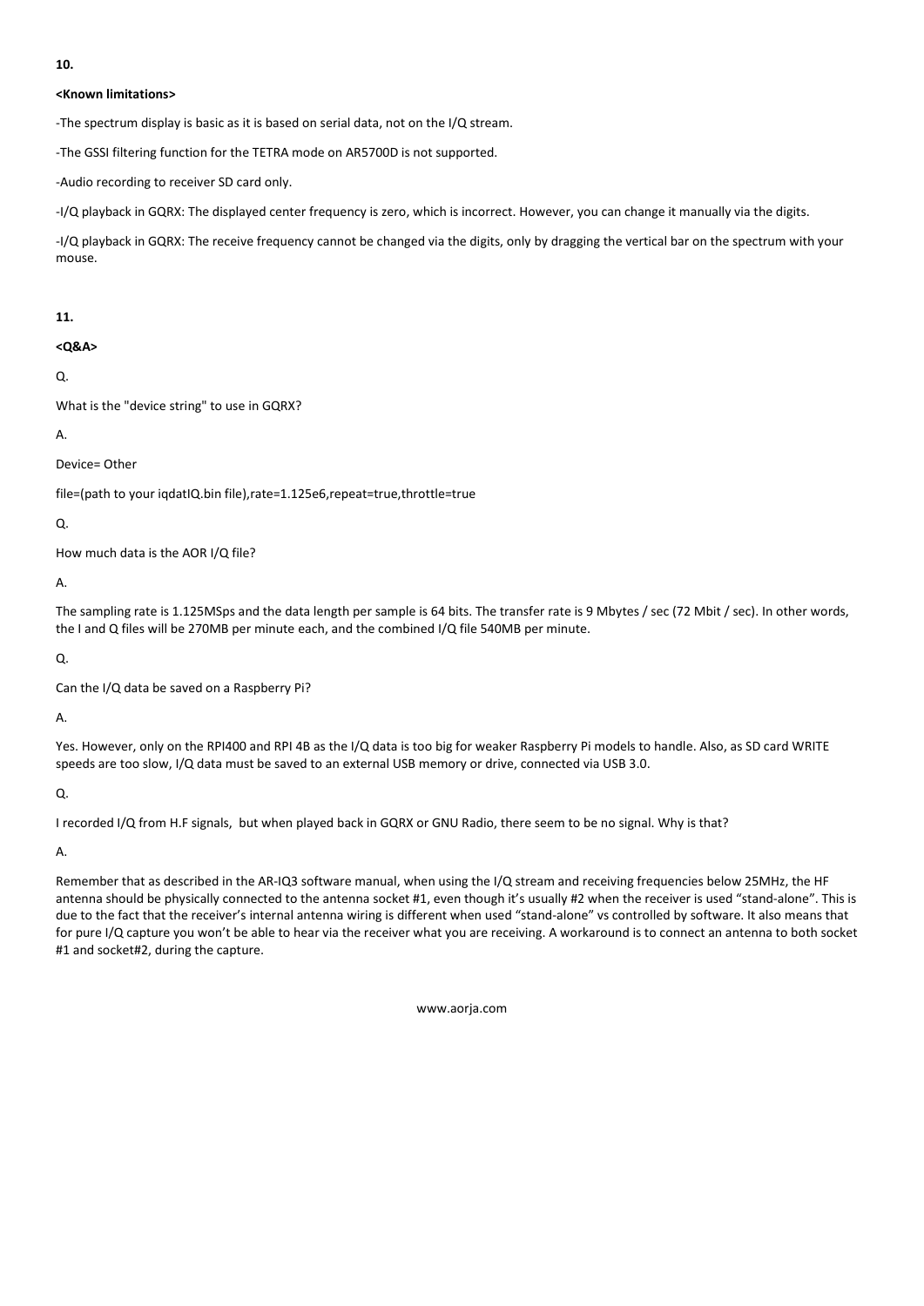**10.**

**<Known limitations>**

-The spectrum display is basic as it is based on serial data, not on the I/Q stream.

-The GSSI filtering function for the TETRA mode on AR5700D is not supported.

-Audio recording to receiver SD card only.

-I/Q playback in GQRX: The displayed center frequency is zero, which is incorrect. However, you can change it manually via the digits.

-I/Q playback in GQRX: The receive frequency cannot be changed via the digits, only by dragging the vertical bar on the spectrum with your mouse.

**11.**

**<Q&A>**

Q.

What is the "device string" to use in GQRX?

A.

Device= Other

file=(path to your iqdatIQ.bin file),rate=1.125e6,repeat=true,throttle=true

Q.

How much data is the AOR I/Q file?

A.

The sampling rate is 1.125MSps and the data length per sample is 64 bits. The transfer rate is 9 Mbytes / sec (72 Mbit / sec). In other words, the I and Q files will be 270MB per minute each, and the combined I/Q file 540MB per minute.

Q.

Can the I/Q data be saved on a Raspberry Pi?

A.

Yes. However, only on the RPI400 and RPI 4B as the I/Q data is too big for weaker Raspberry Pi models to handle. Also, as SD card WRITE speeds are too slow, I/Q data must be saved to an external USB memory or drive, connected via USB 3.0.

Q.

I recorded I/Q from H.F signals, but when played back in GQRX or GNU Radio, there seem to be no signal. Why is that?

A.

Remember that as described in the AR-IQ3 software manual, when using the I/Q stream and receiving frequencies below 25MHz, the HF antenna should be physically connected to the antenna socket #1, even though it's usually #2 when the receiver is used "stand-alone". This is due to the fact that the receiver's internal antenna wiring is different when used "stand-alone" vs controlled by software. It also means that for pure I/Q capture you won't be able to hear via the receiver what you are receiving. A workaround is to connect an antenna to both socket #1 and socket#2, during the capture.

www.aorja.com